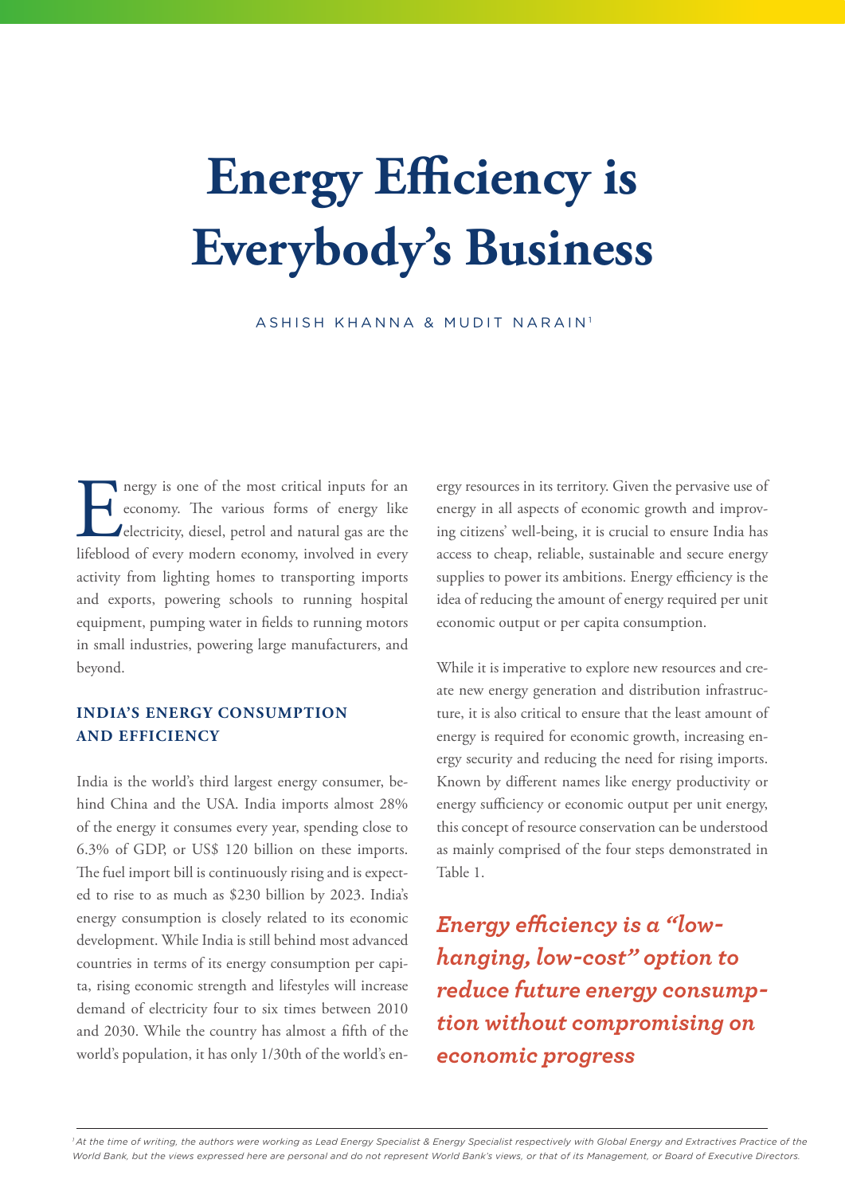# Energy Efficiency is Everybody's Business

ASHISH KHANNA & MUDIT NARAIN[1]

Energy is one of the most critical inputs for an economy. The various forms of energy like electricity, diesel, petrol and natural gas are the lifeblood of every modern economy, involved in every activity from lighting homes to transporting imports and exports, powering schools to running hospital equipment, pumping water in fields to running motors in small industries, powering large manufacturers, and beyond.

## INDIA'S ENERGY CONSUMPTION AND EFFICIENCY

India is the world's third largest energy consumer, behind China and the USA. India imports almost 28% of the energy it consumes every year, spending close to 6.3% of GDP, or US$ 120 billion on these imports. The fuel import bill is continuously rising and is expected to rise to as much as $230 billion by 2023. India's energy consumption is closely related to its economic development. While India is still behind most advanced countries in terms of its energy consumption per capita, rising economic strength and lifestyles will increase demand of electricity four to six times between 2010 and 2030. While the country has almost a fifth of the world's population, it has only 1/30th of the world's energy resources in its territory. Given the pervasive use of energy in all aspects of economic growth and improving citizens' well-being, it is crucial to ensure India has access to cheap, reliable, sustainable and secure energy supplies to power its ambitions. Energy efficiency is the idea of reducing the amount of energy required per unit economic output or per capita consumption.

While it is imperative to explore new resources and create new energy generation and distribution infrastructure, it is also critical to ensure that the least amount of energy is required for economic growth, increasing energy security and reducing the need for rising imports. Known by different names like energy productivity or energy sufficiency or economic output per unit energy, this concept of resource conservation can be understood as mainly comprised of the four steps demonstrated in Table 1.

***Energy efficiency is a "low-hanging, low-cost" option to reduce future energy consumption without compromising on economic progress***

[1] *At the time of writing, the authors were working as Lead Energy Specialist & Energy Specialist respectively with Global Energy and Extractives Practice of the World Bank, but the views expressed here are personal and do not represent World Bank's views, or that of its Management, or Board of Executive Directors.*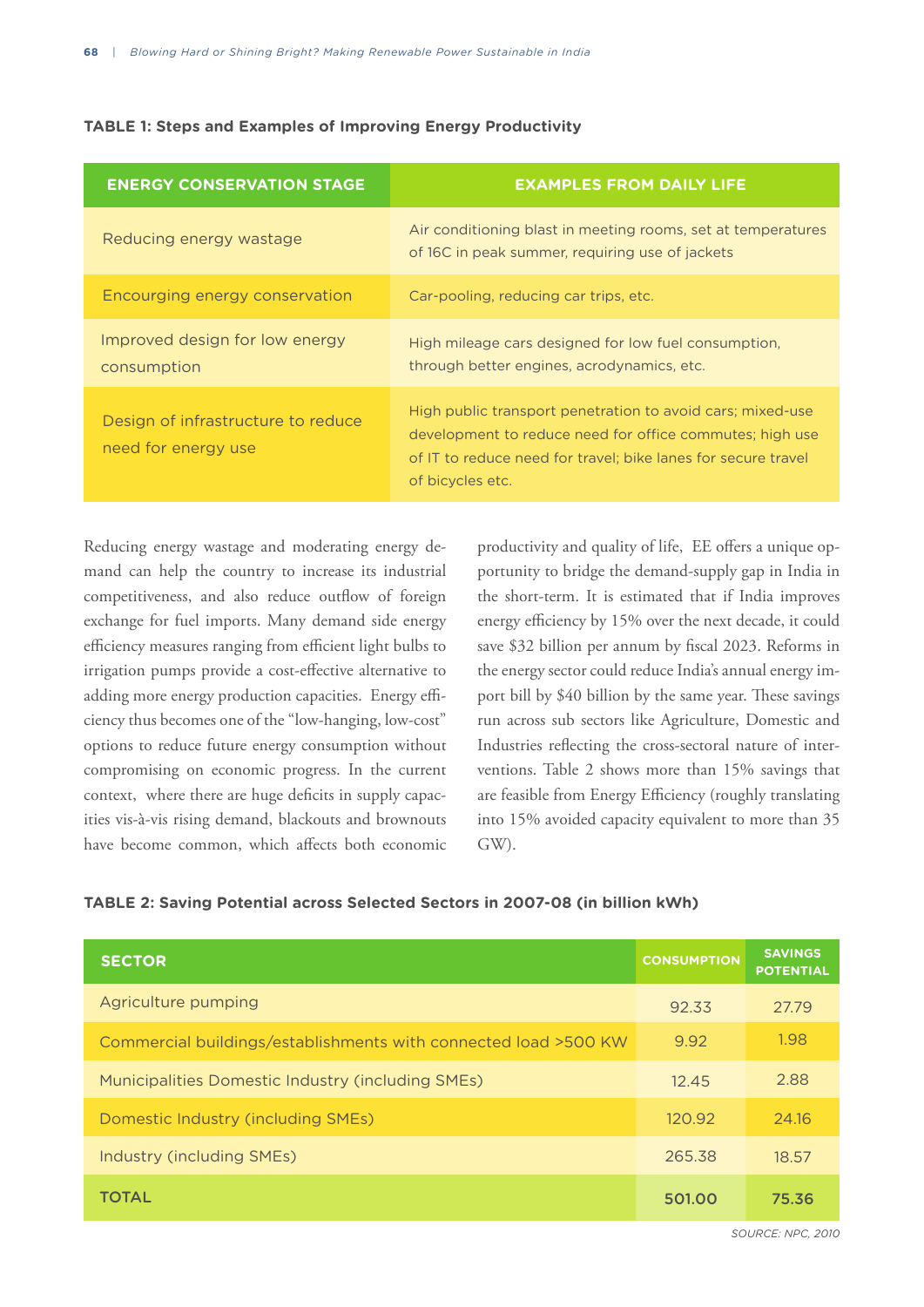**TABLE 1: Steps and Examples of Improving Energy Productivity**

| ENERGY CONSERVATION STAGE | EXAMPLES FROM DAILY LIFE |
|---|---|
| Reducing energy wastage | Air conditioning blast in meeting rooms, set at temperatures of 16C in peak summer, requiring use of jackets |
| Encourging energy conservation | Car-pooling, reducing car trips, etc. |
| Improved design for low energy consumption | High mileage cars designed for low fuel consumption, through better engines, acrodynamics, etc. |
| Design of infrastructure to reduce need for energy use | High public transport penetration to avoid cars; mixed-use development to reduce need for office commutes; high use of IT to reduce need for travel; bike lanes for secure travel of bicycles etc. |

Reducing energy wastage and moderating energy demand can help the country to increase its industrial competitiveness, and also reduce outflow of foreign exchange for fuel imports. Many demand side energy efficiency measures ranging from efficient light bulbs to irrigation pumps provide a cost-effective alternative to adding more energy production capacities. Energy efficiency thus becomes one of the "low-hanging, low-cost" options to reduce future energy consumption without compromising on economic progress. In the current context, where there are huge deficits in supply capacities vis-à-vis rising demand, blackouts and brownouts have become common, which affects both economic productivity and quality of life, EE offers a unique opportunity to bridge the demand-supply gap in India in the short-term. It is estimated that if India improves energy efficiency by 15% over the next decade, it could save $32 billion per annum by fiscal 2023. Reforms in the energy sector could reduce India's annual energy import bill by $40 billion by the same year. These savings run across sub sectors like Agriculture, Domestic and Industries reflecting the cross-sectoral nature of interventions. Table 2 shows more than 15% savings that are feasible from Energy Efficiency (roughly translating into 15% avoided capacity equivalent to more than 35 GW).

**TABLE 2: Saving Potential across Selected Sectors in 2007-08 (in billion kWh)**

| SECTOR | CONSUMPTION | SAVINGS POTENTIAL |
|---|---|---|
| Agriculture pumping | 92.33 | 27.79 |
| Commercial buildings/establishments with connected load >500 KW | 9.92 | 1.98 |
| Municipalities Domestic Industry (including SMEs) | 12.45 | 2.88 |
| Domestic Industry (including SMEs) | 120.92 | 24.16 |
| Industry (including SMEs) | 265.38 | 18.57 |
| **TOTAL** | **501.00** | **75.36** |

*SOURCE: NPC, 2010*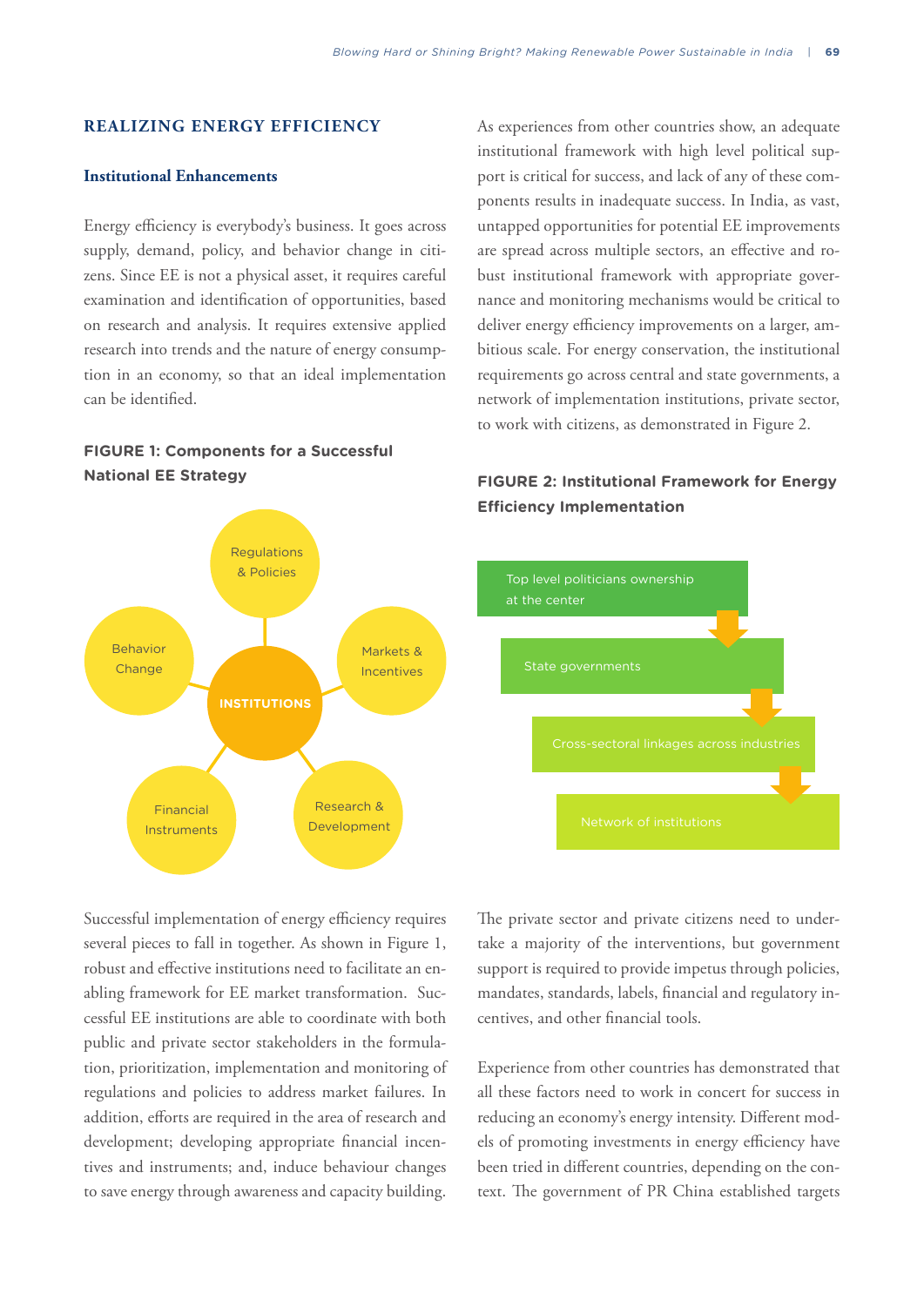## REALIZING ENERGY EFFICIENCY

### Institutional Enhancements

Energy efficiency is everybody's business. It goes across supply, demand, policy, and behavior change in citizens. Since EE is not a physical asset, it requires careful examination and identification of opportunities, based on research and analysis. It requires extensive applied research into trends and the nature of energy consumption in an economy, so that an ideal implementation can be identified.

**FIGURE 1: Components for a Successful National EE Strategy**

INSTITUTIONS

Regulations & Policies

Markets & Incentives

Research & Development

Financial Instruments

Behavior Change

Successful implementation of energy efficiency requires several pieces to fall in together. As shown in Figure 1, robust and effective institutions need to facilitate an enabling framework for EE market transformation. Successful EE institutions are able to coordinate with both public and private sector stakeholders in the formulation, prioritization, implementation and monitoring of regulations and policies to address market failures. In addition, efforts are required in the area of research and development; developing appropriate financial incentives and instruments; and, induce behaviour changes to save energy through awareness and capacity building.

As experiences from other countries show, an adequate institutional framework with high level political support is critical for success, and lack of any of these components results in inadequate success. In India, as vast, untapped opportunities for potential EE improvements are spread across multiple sectors, an effective and robust institutional framework with appropriate governance and monitoring mechanisms would be critical to deliver energy efficiency improvements on a larger, ambitious scale. For energy conservation, the institutional requirements go across central and state governments, a network of implementation institutions, private sector, to work with citizens, as demonstrated in Figure 2.

**FIGURE 2: Institutional Framework for Energy Efficiency Implementation**

Top level politicians ownership at the center

State governments

Cross-sectoral linkages across industries

Network of institutions

The private sector and private citizens need to undertake a majority of the interventions, but government support is required to provide impetus through policies, mandates, standards, labels, financial and regulatory incentives, and other financial tools.

Experience from other countries has demonstrated that all these factors need to work in concert for success in reducing an economy's energy intensity. Different models of promoting investments in energy efficiency have been tried in different countries, depending on the context. The government of PR China established targets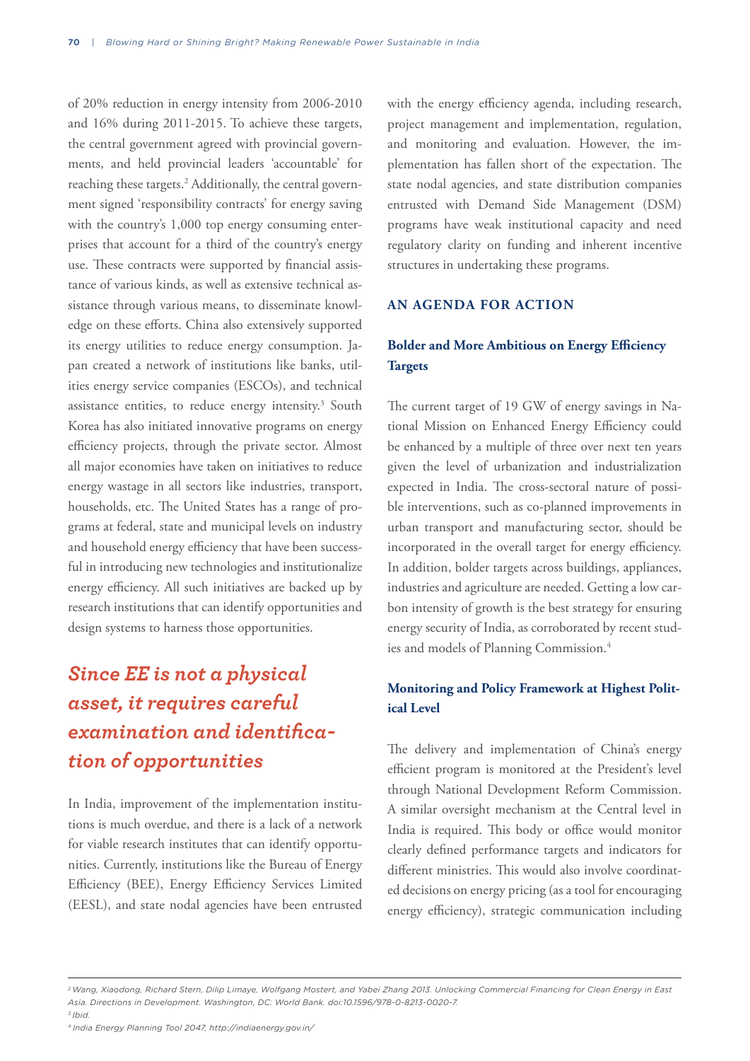of 20% reduction in energy intensity from 2006-2010 and 16% during 2011-2015. To achieve these targets, the central government agreed with provincial governments, and held provincial leaders 'accountable' for reaching these targets.[2] Additionally, the central government signed 'responsibility contracts' for energy saving with the country's 1,000 top energy consuming enterprises that account for a third of the country's energy use. These contracts were supported by financial assistance of various kinds, as well as extensive technical assistance through various means, to disseminate knowledge on these efforts. China also extensively supported its energy utilities to reduce energy consumption. Japan created a network of institutions like banks, utilities energy service companies (ESCOs), and technical assistance entities, to reduce energy intensity.[3] South Korea has also initiated innovative programs on energy efficiency projects, through the private sector. Almost all major economies have taken on initiatives to reduce energy wastage in all sectors like industries, transport, households, etc. The United States has a range of programs at federal, state and municipal levels on industry and household energy efficiency that have been successful in introducing new technologies and institutionalize energy efficiency. All such initiatives are backed up by research institutions that can identify opportunities and design systems to harness those opportunities.

***Since EE is not a physical asset, it requires careful examination and identification of opportunities***

In India, improvement of the implementation institutions is much overdue, and there is a lack of a network for viable research institutes that can identify opportunities. Currently, institutions like the Bureau of Energy Efficiency (BEE), Energy Efficiency Services Limited (EESL), and state nodal agencies have been entrusted with the energy efficiency agenda, including research, project management and implementation, regulation, and monitoring and evaluation. However, the implementation has fallen short of the expectation. The state nodal agencies, and state distribution companies entrusted with Demand Side Management (DSM) programs have weak institutional capacity and need regulatory clarity on funding and inherent incentive structures in undertaking these programs.

## AN AGENDA FOR ACTION

### Bolder and More Ambitious on Energy Efficiency Targets

The current target of 19 GW of energy savings in National Mission on Enhanced Energy Efficiency could be enhanced by a multiple of three over next ten years given the level of urbanization and industrialization expected in India. The cross-sectoral nature of possible interventions, such as co-planned improvements in urban transport and manufacturing sector, should be incorporated in the overall target for energy efficiency. In addition, bolder targets across buildings, appliances, industries and agriculture are needed. Getting a low carbon intensity of growth is the best strategy for ensuring energy security of India, as corroborated by recent studies and models of Planning Commission.[4]

### Monitoring and Policy Framework at Highest Political Level

The delivery and implementation of China's energy efficient program is monitored at the President's level through National Development Reform Commission. A similar oversight mechanism at the Central level in India is required. This body or office would monitor clearly defined performance targets and indicators for different ministries. This would also involve coordinated decisions on energy pricing (as a tool for encouraging energy efficiency), strategic communication including

---

[2] Wang, Xiaodong, Richard Stern, Dilip Limaye, Wolfgang Mostert, and Yabei Zhang 2013. Unlocking Commercial Financing for Clean Energy in East Asia. Directions in Development. Washington, DC: World Bank. doi:10.1596/978-0-8213-0020-7.

[3] Ibid.

[4] India Energy Planning Tool 2047, http://indiaenergy.gov.in/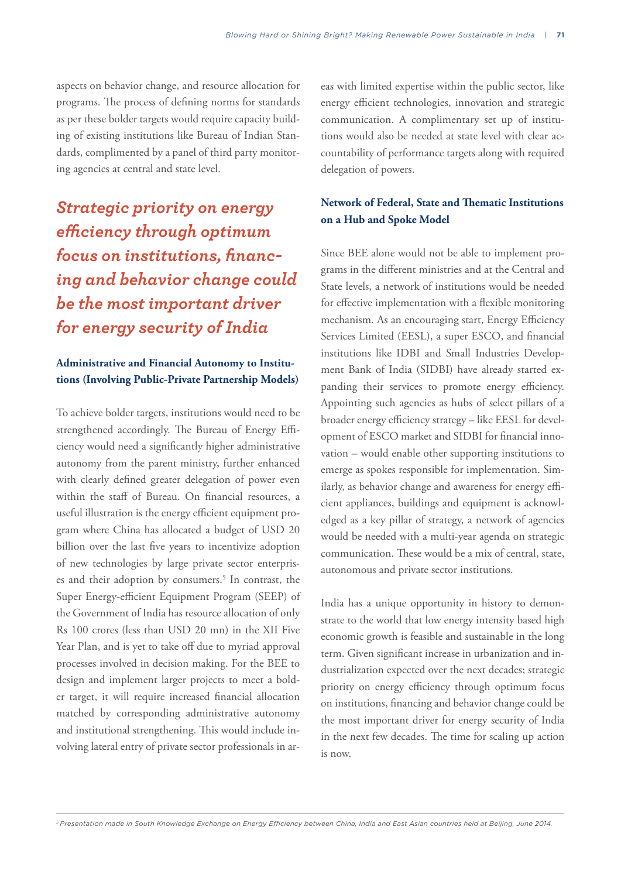aspects on behavior change, and resource allocation for programs. The process of defining norms for standards as per these bolder targets would require capacity building of existing institutions like Bureau of Indian Standards, complimented by a panel of third party monitoring agencies at central and state level.

> ***Strategic priority on energy efficiency through optimum focus on institutions, financing and behavior change could be the most important driver for energy security of India***

### Administrative and Financial Autonomy to Institutions (Involving Public-Private Partnership Models)

To achieve bolder targets, institutions would need to be strengthened accordingly. The Bureau of Energy Efficiency would need a significantly higher administrative autonomy from the parent ministry, further enhanced with clearly defined greater delegation of power even within the staff of Bureau. On financial resources, a useful illustration is the energy efficient equipment program where China has allocated a budget of USD 20 billion over the last five years to incentivize adoption of new technologies by large private sector enterprises and their adoption by consumers.[5] In contrast, the Super Energy-efficient Equipment Program (SEEP) of the Government of India has resource allocation of only Rs 100 crores (less than USD 20 mn) in the XII Five Year Plan, and is yet to take off due to myriad approval processes involved in decision making. For the BEE to design and implement larger projects to meet a bolder target, it will require increased financial allocation matched by corresponding administrative autonomy and institutional strengthening. This would include involving lateral entry of private sector professionals in areas with limited expertise within the public sector, like energy efficient technologies, innovation and strategic communication. A complimentary set up of institutions would also be needed at state level with clear accountability of performance targets along with required delegation of powers.

### Network of Federal, State and Thematic Institutions on a Hub and Spoke Model

Since BEE alone would not be able to implement programs in the different ministries and at the Central and State levels, a network of institutions would be needed for effective implementation with a flexible monitoring mechanism. As an encouraging start, Energy Efficiency Services Limited (EESL), a super ESCO, and financial institutions like IDBI and Small Industries Development Bank of India (SIDBI) have already started expanding their services to promote energy efficiency. Appointing such agencies as hubs of select pillars of a broader energy efficiency strategy – like EESL for development of ESCO market and SIDBI for financial innovation – would enable other supporting institutions to emerge as spokes responsible for implementation. Similarly, as behavior change and awareness for energy efficient appliances, buildings and equipment is acknowledged as a key pillar of strategy, a network of agencies would be needed with a multi-year agenda on strategic communication. These would be a mix of central, state, autonomous and private sector institutions.

India has a unique opportunity in history to demonstrate to the world that low energy intensity based high economic growth is feasible and sustainable in the long term. Given significant increase in urbanization and industrialization expected over the next decades; strategic priority on energy efficiency through optimum focus on institutions, financing and behavior change could be the most important driver for energy security of India in the next few decades. The time for scaling up action is now.

---

[5] *Presentation made in South Knowledge Exchange on Energy Efficiency between China, India and East Asian countries held at Beijing, June 2014.*